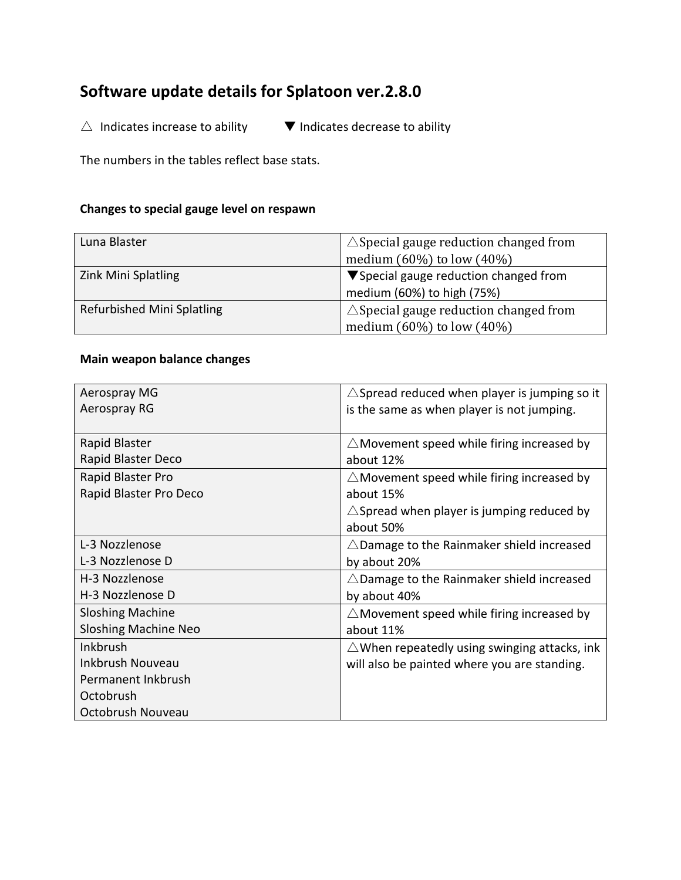# Software update details for Splatoon ver.2.8.0

△ Indicates increase to ability ▼ Indicates decrease to ability

The numbers in the tables reflect base stats.

### Changes to special gauge level on respawn

| | |
|---|---|
| Luna Blaster | △Special gauge reduction changed from medium (60%) to low (40%) |
| Zink Mini Splatling | ▼Special gauge reduction changed from medium (60%) to high (75%) |
| Refurbished Mini Splatling | △Special gauge reduction changed from medium (60%) to low (40%) |

### Main weapon balance changes

| | |
|---|---|
| Aerospray MG<br>Aerospray RG | △Spread reduced when player is jumping so it is the same as when player is not jumping. |
| Rapid Blaster<br>Rapid Blaster Deco | △Movement speed while firing increased by about 12% |
| Rapid Blaster Pro<br>Rapid Blaster Pro Deco | △Movement speed while firing increased by about 15%<br>△Spread when player is jumping reduced by about 50% |
| L-3 Nozzlenose<br>L-3 Nozzlenose D | △Damage to the Rainmaker shield increased by about 20% |
| H-3 Nozzlenose<br>H-3 Nozzlenose D | △Damage to the Rainmaker shield increased by about 40% |
| Sloshing Machine<br>Sloshing Machine Neo | △Movement speed while firing increased by about 11% |
| Inkbrush<br>Inkbrush Nouveau<br>Permanent Inkbrush<br>Octobrush<br>Octobrush Nouveau | △When repeatedly using swinging attacks, ink will also be painted where you are standing. |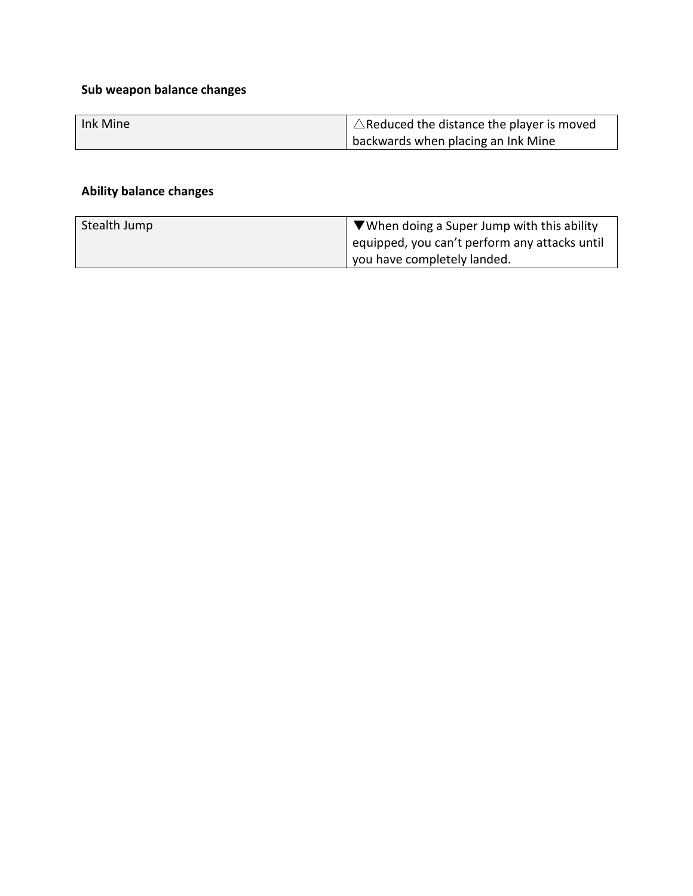**Sub weapon balance changes**

| | |
|---|---|
| Ink Mine | △Reduced the distance the player is moved backwards when placing an Ink Mine |

**Ability balance changes**

| | |
|---|---|
| Stealth Jump | ▼When doing a Super Jump with this ability equipped, you can't perform any attacks until you have completely landed. |